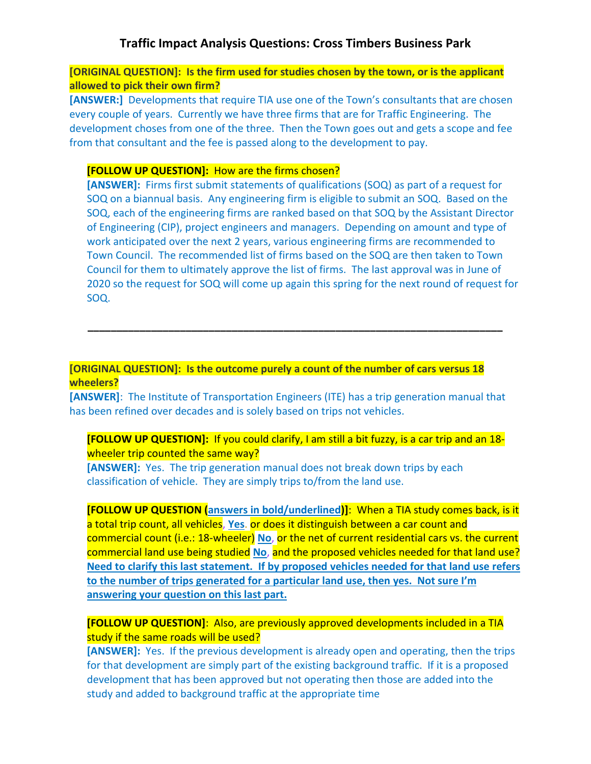# Traffic Impact Analysis Questions: Cross Timbers Business Park

**[ORIGINAL QUESTION]: Is the firm used for studies chosen by the town, or is the applicant allowed to pick their own firm?**

**[ANSWER:]** Developments that require TIA use one of the Town's consultants that are chosen every couple of years. Currently we have three firms that are for Traffic Engineering. The development choses from one of the three. Then the Town goes out and gets a scope and fee from that consultant and the fee is passed along to the development to pay.

> **[FOLLOW UP QUESTION]:** How are the firms chosen?
>
> **[ANSWER]:** Firms first submit statements of qualifications (SOQ) as part of a request for SOQ on a biannual basis. Any engineering firm is eligible to submit an SOQ. Based on the SOQ, each of the engineering firms are ranked based on that SOQ by the Assistant Director of Engineering (CIP), project engineers and managers. Depending on amount and type of work anticipated over the next 2 years, various engineering firms are recommended to Town Council. The recommended list of firms based on the SOQ are then taken to Town Council for them to ultimately approve the list of firms. The last approval was in June of 2020 so the request for SOQ will come up again this spring for the next round of request for SOQ.

---

**[ORIGINAL QUESTION]: Is the outcome purely a count of the number of cars versus 18 wheelers?**

**[ANSWER]**: The Institute of Transportation Engineers (ITE) has a trip generation manual that has been refined over decades and is solely based on trips not vehicles.

> **[FOLLOW UP QUESTION]:** If you could clarify, I am still a bit fuzzy, is a car trip and an 18-wheeler trip counted the same way?
>
> **[ANSWER]:** Yes. The trip generation manual does not break down trips by each classification of vehicle. They are simply trips to/from the land use.
>
> **[FOLLOW UP QUESTION (<u>**answers in bold/underlined**</u>)]**: When a TIA study comes back, is it a total trip count, all vehicles, <u>**Yes**</u>. or does it distinguish between a car count and commercial count (i.e.: 18-wheeler) <u>**No**</u>, or the net of current residential cars vs. the current commercial land use being studied <u>**No**</u>, and the proposed vehicles needed for that land use? <u>**Need to clarify this last statement. If by proposed vehicles needed for that land use refers to the number of trips generated for a particular land use, then yes. Not sure I'm answering your question on this last part.**</u>
>
> **[FOLLOW UP QUESTION]**: Also, are previously approved developments included in a TIA study if the same roads will be used?
>
> **[ANSWER]:** Yes. If the previous development is already open and operating, then the trips for that development are simply part of the existing background traffic. If it is a proposed development that has been approved but not operating then those are added into the study and added to background traffic at the appropriate time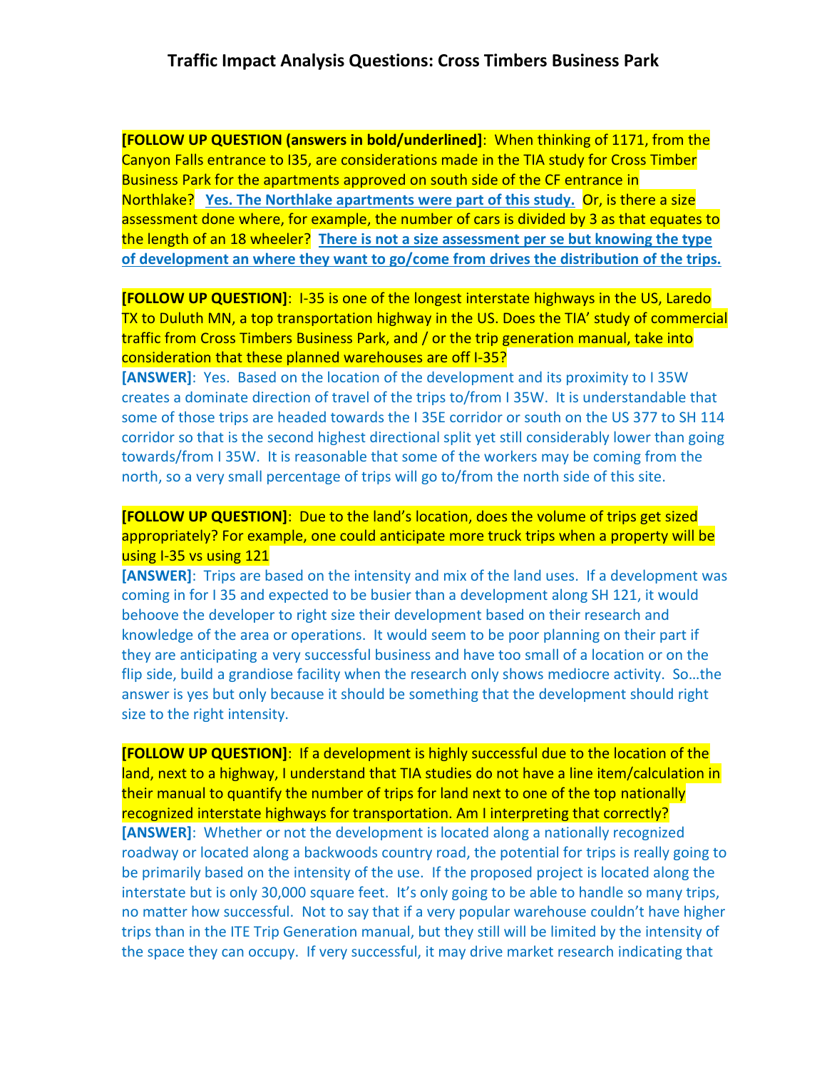# Traffic Impact Analysis Questions: Cross Timbers Business Park

**[FOLLOW UP QUESTION (answers in bold/underlined]**: When thinking of 1171, from the Canyon Falls entrance to I35, are considerations made in the TIA study for Cross Timber Business Park for the apartments approved on south side of the CF entrance in Northlake? **<u>Yes. The Northlake apartments were part of this study.</u>** Or, is there a size assessment done where, for example, the number of cars is divided by 3 as that equates to the length of an 18 wheeler? **<u>There is not a size assessment per se but knowing the type of development an where they want to go/come from drives the distribution of the trips.</u>**

**[FOLLOW UP QUESTION]**: I-35 is one of the longest interstate highways in the US, Laredo TX to Duluth MN, a top transportation highway in the US. Does the TIA' study of commercial traffic from Cross Timbers Business Park, and / or the trip generation manual, take into consideration that these planned warehouses are off I-35?

**[ANSWER]**: Yes. Based on the location of the development and its proximity to I 35W creates a dominate direction of travel of the trips to/from I 35W. It is understandable that some of those trips are headed towards the I 35E corridor or south on the US 377 to SH 114 corridor so that is the second highest directional split yet still considerably lower than going towards/from I 35W. It is reasonable that some of the workers may be coming from the north, so a very small percentage of trips will go to/from the north side of this site.

**[FOLLOW UP QUESTION]**: Due to the land's location, does the volume of trips get sized appropriately? For example, one could anticipate more truck trips when a property will be using I-35 vs using 121

**[ANSWER]**: Trips are based on the intensity and mix of the land uses. If a development was coming in for I 35 and expected to be busier than a development along SH 121, it would behoove the developer to right size their development based on their research and knowledge of the area or operations. It would seem to be poor planning on their part if they are anticipating a very successful business and have too small of a location or on the flip side, build a grandiose facility when the research only shows mediocre activity. So…the answer is yes but only because it should be something that the development should right size to the right intensity.

**[FOLLOW UP QUESTION]**: If a development is highly successful due to the location of the land, next to a highway, I understand that TIA studies do not have a line item/calculation in their manual to quantify the number of trips for land next to one of the top nationally recognized interstate highways for transportation. Am I interpreting that correctly?

**[ANSWER]**: Whether or not the development is located along a nationally recognized roadway or located along a backwoods country road, the potential for trips is really going to be primarily based on the intensity of the use. If the proposed project is located along the interstate but is only 30,000 square feet. It's only going to be able to handle so many trips, no matter how successful. Not to say that if a very popular warehouse couldn't have higher trips than in the ITE Trip Generation manual, but they still will be limited by the intensity of the space they can occupy. If very successful, it may drive market research indicating that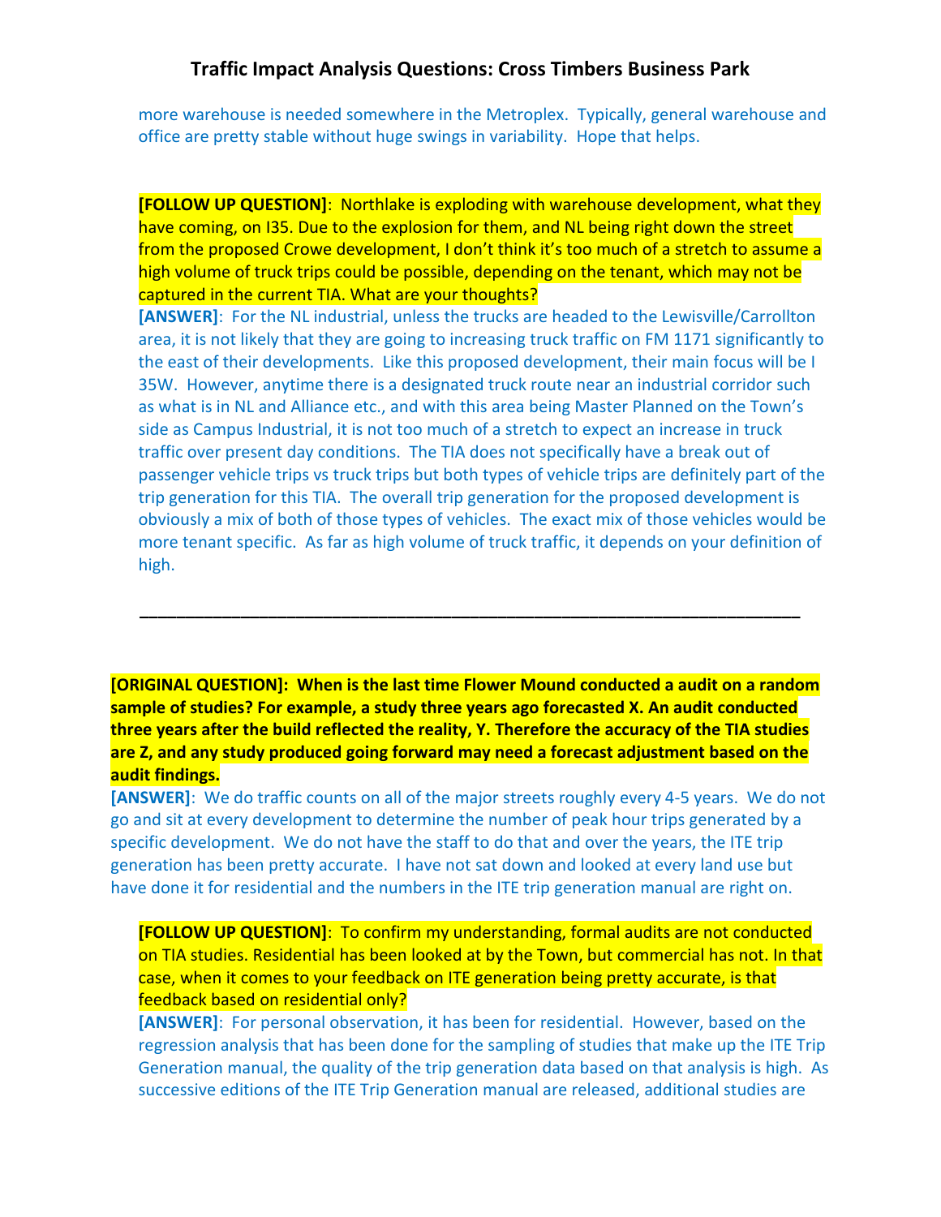more warehouse is needed somewhere in the Metroplex. Typically, general warehouse and office are pretty stable without huge swings in variability. Hope that helps.

**[FOLLOW UP QUESTION]**: Northlake is exploding with warehouse development, what they have coming, on I35. Due to the explosion for them, and NL being right down the street from the proposed Crowe development, I don't think it's too much of a stretch to assume a high volume of truck trips could be possible, depending on the tenant, which may not be captured in the current TIA. What are your thoughts?

**[ANSWER]**: For the NL industrial, unless the trucks are headed to the Lewisville/Carrollton area, it is not likely that they are going to increasing truck traffic on FM 1171 significantly to the east of their developments. Like this proposed development, their main focus will be I 35W. However, anytime there is a designated truck route near an industrial corridor such as what is in NL and Alliance etc., and with this area being Master Planned on the Town's side as Campus Industrial, it is not too much of a stretch to expect an increase in truck traffic over present day conditions. The TIA does not specifically have a break out of passenger vehicle trips vs truck trips but both types of vehicle trips are definitely part of the trip generation for this TIA. The overall trip generation for the proposed development is obviously a mix of both of those types of vehicles. The exact mix of those vehicles would be more tenant specific. As far as high volume of truck traffic, it depends on your definition of high.

---

**[ORIGINAL QUESTION]: When is the last time Flower Mound conducted a audit on a random sample of studies? For example, a study three years ago forecasted X. An audit conducted three years after the build reflected the reality, Y. Therefore the accuracy of the TIA studies are Z, and any study produced going forward may need a forecast adjustment based on the audit findings.**

**[ANSWER]**: We do traffic counts on all of the major streets roughly every 4-5 years. We do not go and sit at every development to determine the number of peak hour trips generated by a specific development. We do not have the staff to do that and over the years, the ITE trip generation has been pretty accurate. I have not sat down and looked at every land use but have done it for residential and the numbers in the ITE trip generation manual are right on.

**[FOLLOW UP QUESTION]**: To confirm my understanding, formal audits are not conducted on TIA studies. Residential has been looked at by the Town, but commercial has not. In that case, when it comes to your feedback on ITE generation being pretty accurate, is that feedback based on residential only?

**[ANSWER]**: For personal observation, it has been for residential. However, based on the regression analysis that has been done for the sampling of studies that make up the ITE Trip Generation manual, the quality of the trip generation data based on that analysis is high. As successive editions of the ITE Trip Generation manual are released, additional studies are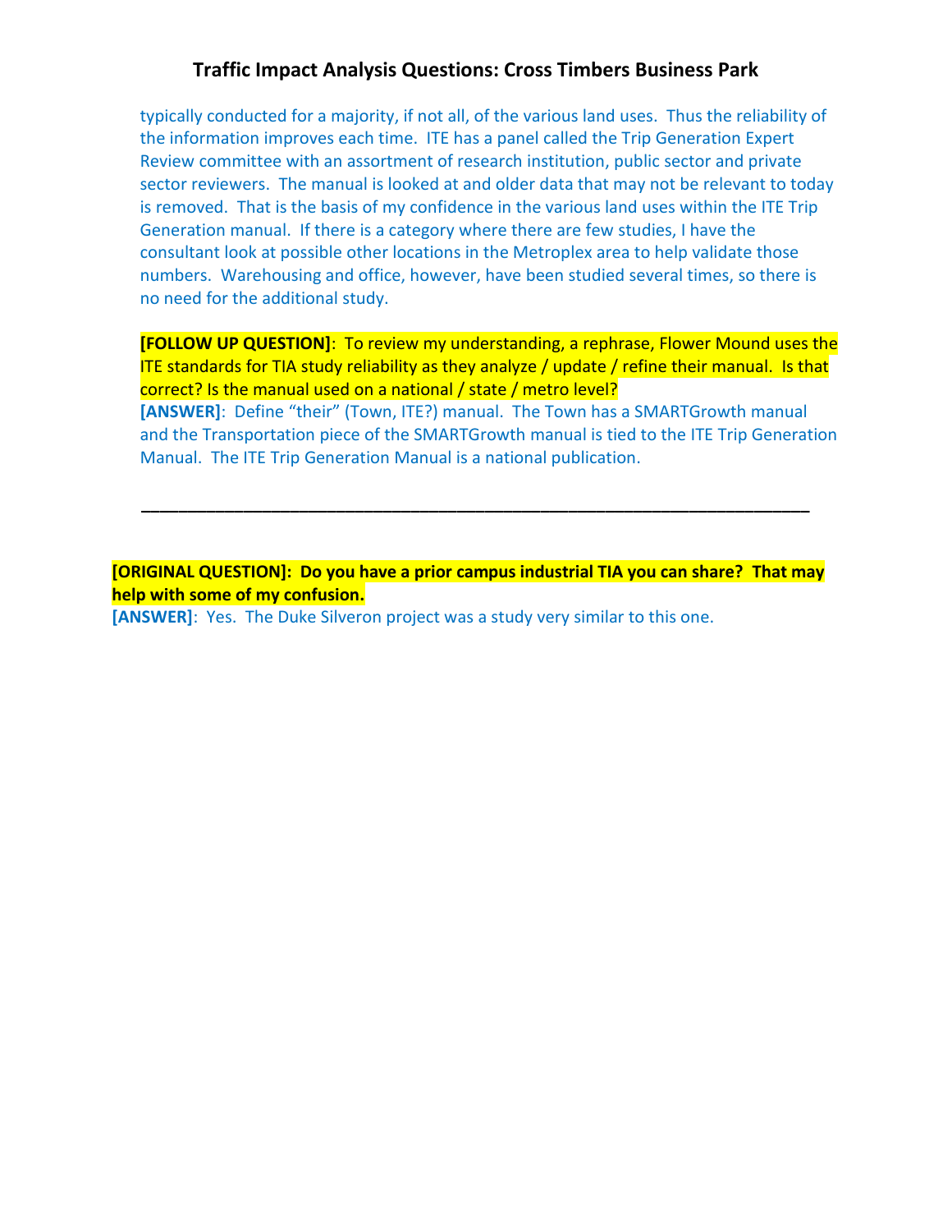typically conducted for a majority, if not all, of the various land uses. Thus the reliability of the information improves each time. ITE has a panel called the Trip Generation Expert Review committee with an assortment of research institution, public sector and private sector reviewers. The manual is looked at and older data that may not be relevant to today is removed. That is the basis of my confidence in the various land uses within the ITE Trip Generation manual. If there is a category where there are few studies, I have the consultant look at possible other locations in the Metroplex area to help validate those numbers. Warehousing and office, however, have been studied several times, so there is no need for the additional study.

**[FOLLOW UP QUESTION]**: To review my understanding, a rephrase, Flower Mound uses the ITE standards for TIA study reliability as they analyze / update / refine their manual. Is that correct? Is the manual used on a national / state / metro level?
**[ANSWER]**: Define "their" (Town, ITE?) manual. The Town has a SMARTGrowth manual and the Transportation piece of the SMARTGrowth manual is tied to the ITE Trip Generation Manual. The ITE Trip Generation Manual is a national publication.

---

**[ORIGINAL QUESTION]: Do you have a prior campus industrial TIA you can share? That may help with some of my confusion.**
**[ANSWER]**: Yes. The Duke Silveron project was a study very similar to this one.